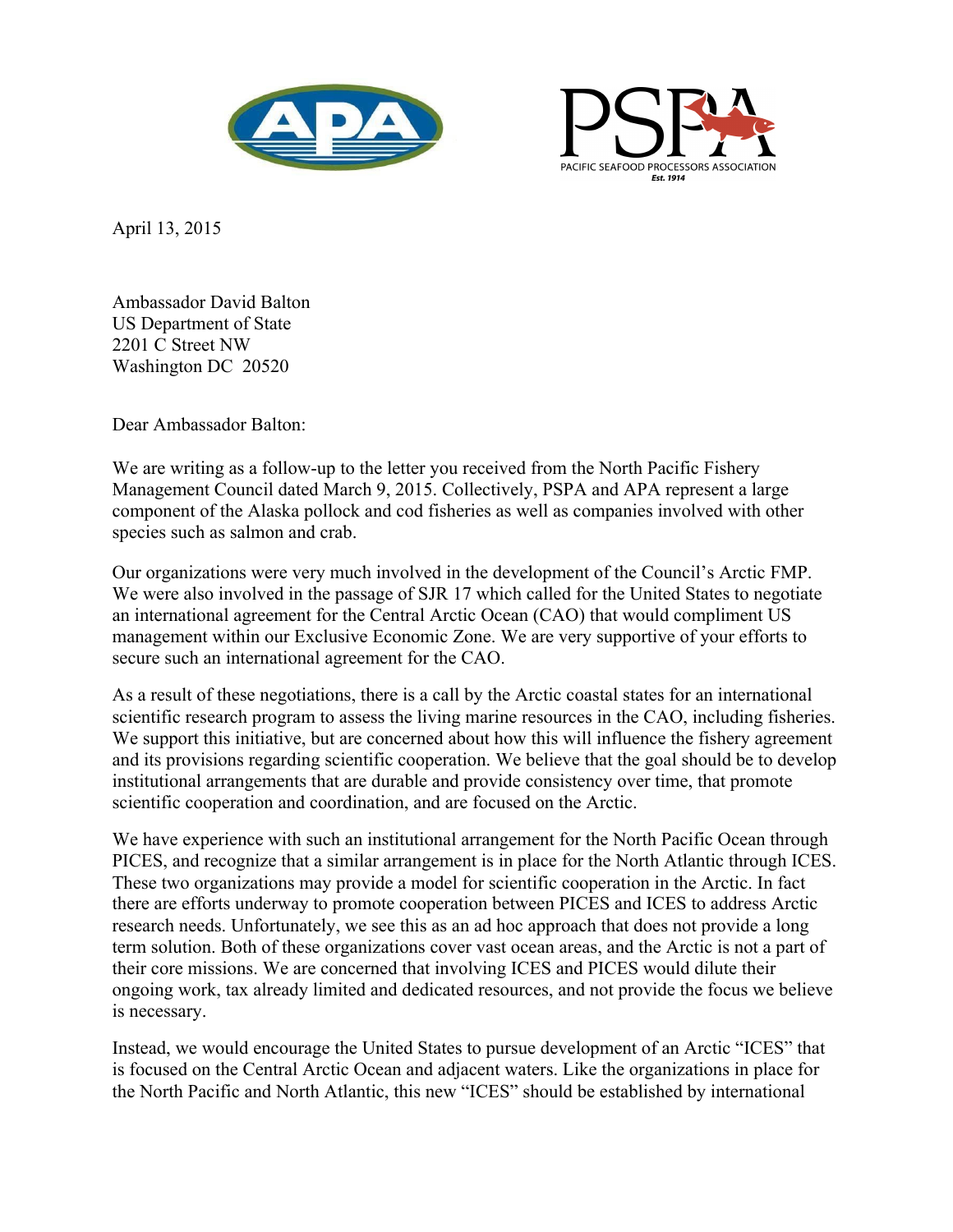APA

PSPA
PACIFIC SEAFOOD PROCESSORS ASSOCIATION
Est. 1914

April 13, 2015

Ambassador David Balton
US Department of State
2201 C Street NW
Washington DC 20520

Dear Ambassador Balton:

We are writing as a follow-up to the letter you received from the North Pacific Fishery Management Council dated March 9, 2015. Collectively, PSPA and APA represent a large component of the Alaska pollock and cod fisheries as well as companies involved with other species such as salmon and crab.

Our organizations were very much involved in the development of the Council's Arctic FMP. We were also involved in the passage of SJR 17 which called for the United States to negotiate an international agreement for the Central Arctic Ocean (CAO) that would compliment US management within our Exclusive Economic Zone. We are very supportive of your efforts to secure such an international agreement for the CAO.

As a result of these negotiations, there is a call by the Arctic coastal states for an international scientific research program to assess the living marine resources in the CAO, including fisheries. We support this initiative, but are concerned about how this will influence the fishery agreement and its provisions regarding scientific cooperation. We believe that the goal should be to develop institutional arrangements that are durable and provide consistency over time, that promote scientific cooperation and coordination, and are focused on the Arctic.

We have experience with such an institutional arrangement for the North Pacific Ocean through PICES, and recognize that a similar arrangement is in place for the North Atlantic through ICES. These two organizations may provide a model for scientific cooperation in the Arctic. In fact there are efforts underway to promote cooperation between PICES and ICES to address Arctic research needs. Unfortunately, we see this as an ad hoc approach that does not provide a long term solution. Both of these organizations cover vast ocean areas, and the Arctic is not a part of their core missions. We are concerned that involving ICES and PICES would dilute their ongoing work, tax already limited and dedicated resources, and not provide the focus we believe is necessary.

Instead, we would encourage the United States to pursue development of an Arctic "ICES" that is focused on the Central Arctic Ocean and adjacent waters. Like the organizations in place for the North Pacific and North Atlantic, this new "ICES" should be established by international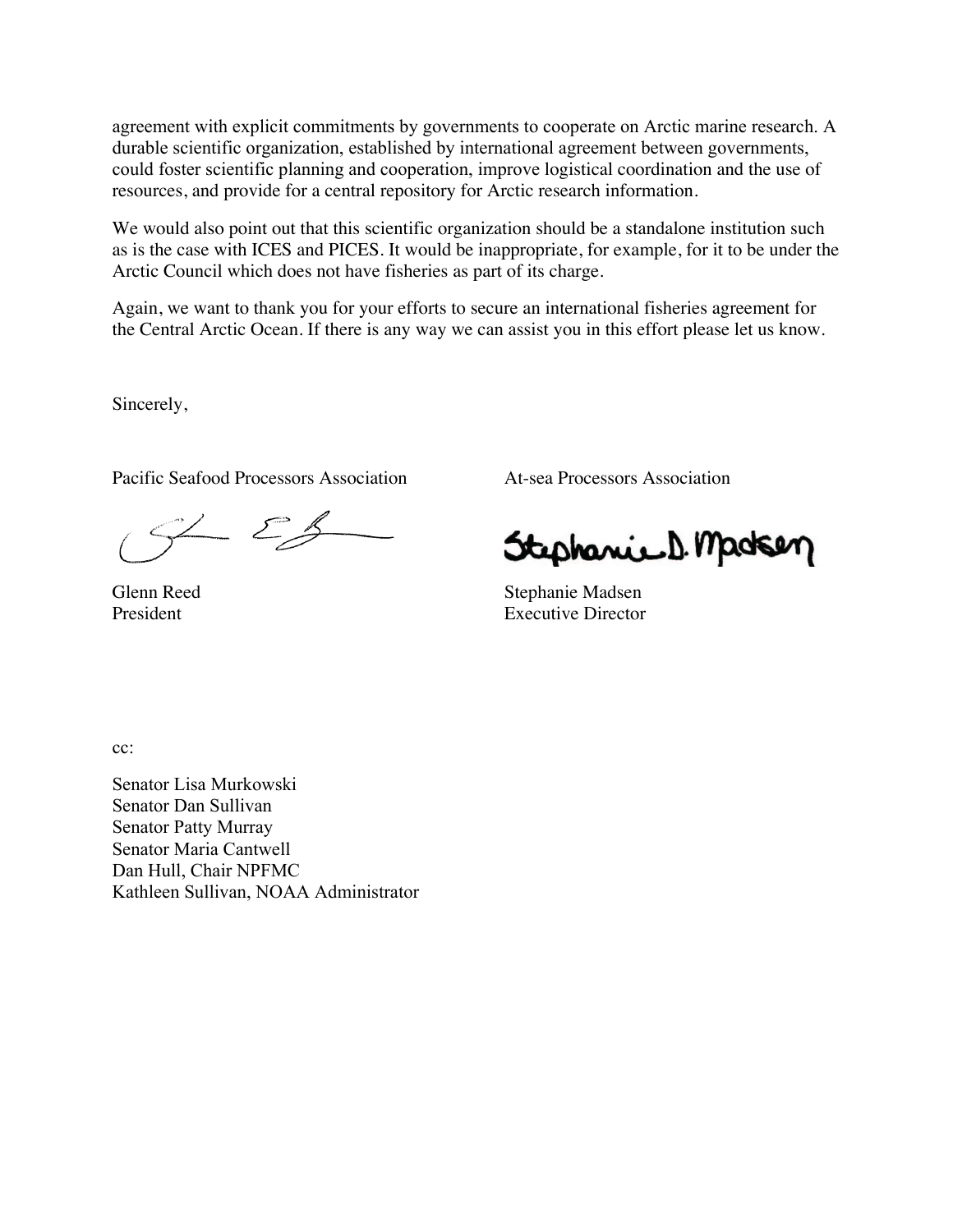agreement with explicit commitments by governments to cooperate on Arctic marine research. A durable scientific organization, established by international agreement between governments, could foster scientific planning and cooperation, improve logistical coordination and the use of resources, and provide for a central repository for Arctic research information.

We would also point out that this scientific organization should be a standalone institution such as is the case with ICES and PICES. It would be inappropriate, for example, for it to be under the Arctic Council which does not have fisheries as part of its charge.

Again, we want to thank you for your efforts to secure an international fisheries agreement for the Central Arctic Ocean. If there is any way we can assist you in this effort please let us know.

Sincerely,

Pacific Seafood Processors Association

Glenn Reed
President

At-sea Processors Association

Stephanie Madsen
Executive Director

cc:

Senator Lisa Murkowski
Senator Dan Sullivan
Senator Patty Murray
Senator Maria Cantwell
Dan Hull, Chair NPFMC
Kathleen Sullivan, NOAA Administrator